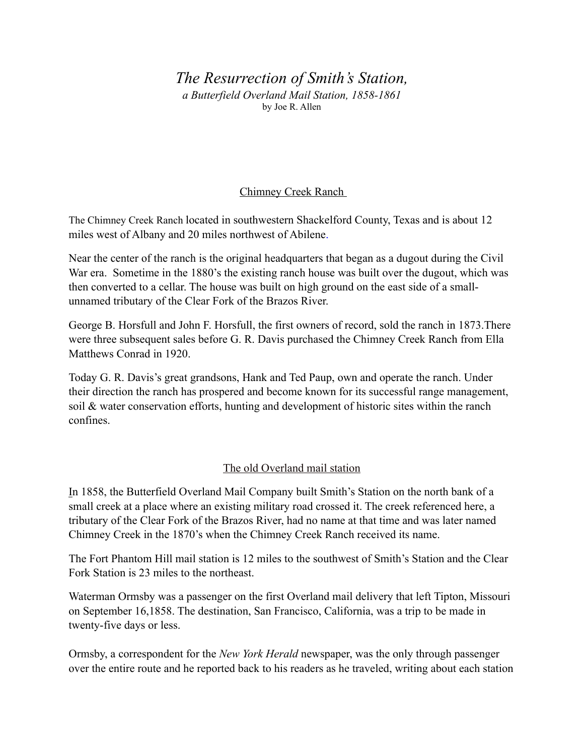# *The Resurrection of Smith's Station,*

*a Butterfield Overland Mail Station, 1858-1861*

by Joe R. Allen

## Chimney Creek Ranch

The Chimney Creek Ranch located in southwestern Shackelford County, Texas and is about 12 miles west of Albany and 20 miles northwest of Abilene.

Near the center of the ranch is the original headquarters that began as a dugout during the Civil War era. Sometime in the 1880's the existing ranch house was built over the dugout, which was then converted to a cellar. The house was built on high ground on the east side of a small-unnamed tributary of the Clear Fork of the Brazos River.

George B. Horsfull and John F. Horsfull, the first owners of record, sold the ranch in 1873.There were three subsequent sales before G. R. Davis purchased the Chimney Creek Ranch from Ella Matthews Conrad in 1920.

Today G. R. Davis's great grandsons, Hank and Ted Paup, own and operate the ranch. Under their direction the ranch has prospered and become known for its successful range management, soil & water conservation efforts, hunting and development of historic sites within the ranch confines.

## The old Overland mail station

In 1858, the Butterfield Overland Mail Company built Smith's Station on the north bank of a small creek at a place where an existing military road crossed it. The creek referenced here, a tributary of the Clear Fork of the Brazos River, had no name at that time and was later named Chimney Creek in the 1870's when the Chimney Creek Ranch received its name.

The Fort Phantom Hill mail station is 12 miles to the southwest of Smith's Station and the Clear Fork Station is 23 miles to the northeast.

Waterman Ormsby was a passenger on the first Overland mail delivery that left Tipton, Missouri on September 16,1858. The destination, San Francisco, California, was a trip to be made in twenty-five days or less.

Ormsby, a correspondent for the *New York Herald* newspaper, was the only through passenger over the entire route and he reported back to his readers as he traveled, writing about each station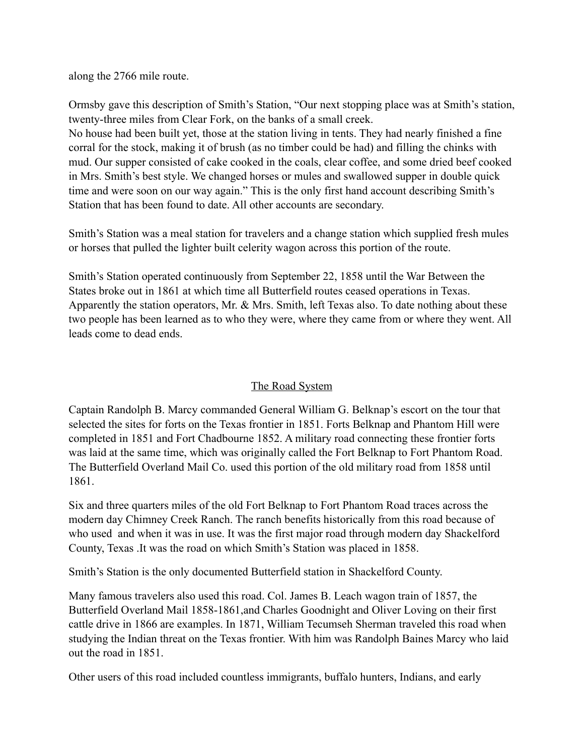along the 2766 mile route.

Ormsby gave this description of Smith's Station, "Our next stopping place was at Smith's station, twenty-three miles from Clear Fork, on the banks of a small creek.
No house had been built yet, those at the station living in tents. They had nearly finished a fine corral for the stock, making it of brush (as no timber could be had) and filling the chinks with mud. Our supper consisted of cake cooked in the coals, clear coffee, and some dried beef cooked in Mrs. Smith's best style. We changed horses or mules and swallowed supper in double quick time and were soon on our way again." This is the only first hand account describing Smith's Station that has been found to date. All other accounts are secondary.

Smith's Station was a meal station for travelers and a change station which supplied fresh mules or horses that pulled the lighter built celerity wagon across this portion of the route.

Smith's Station operated continuously from September 22, 1858 until the War Between the States broke out in 1861 at which time all Butterfield routes ceased operations in Texas. Apparently the station operators, Mr. & Mrs. Smith, left Texas also. To date nothing about these two people has been learned as to who they were, where they came from or where they went. All leads come to dead ends.

## The Road System

Captain Randolph B. Marcy commanded General William G. Belknap's escort on the tour that selected the sites for forts on the Texas frontier in 1851. Forts Belknap and Phantom Hill were completed in 1851 and Fort Chadbourne 1852. A military road connecting these frontier forts was laid at the same time, which was originally called the Fort Belknap to Fort Phantom Road. The Butterfield Overland Mail Co. used this portion of the old military road from 1858 until 1861.

Six and three quarters miles of the old Fort Belknap to Fort Phantom Road traces across the modern day Chimney Creek Ranch. The ranch benefits historically from this road because of who used and when it was in use. It was the first major road through modern day Shackelford County, Texas .It was the road on which Smith's Station was placed in 1858.

Smith's Station is the only documented Butterfield station in Shackelford County.

Many famous travelers also used this road. Col. James B. Leach wagon train of 1857, the Butterfield Overland Mail 1858-1861,and Charles Goodnight and Oliver Loving on their first cattle drive in 1866 are examples. In 1871, William Tecumseh Sherman traveled this road when studying the Indian threat on the Texas frontier. With him was Randolph Baines Marcy who laid out the road in 1851.

Other users of this road included countless immigrants, buffalo hunters, Indians, and early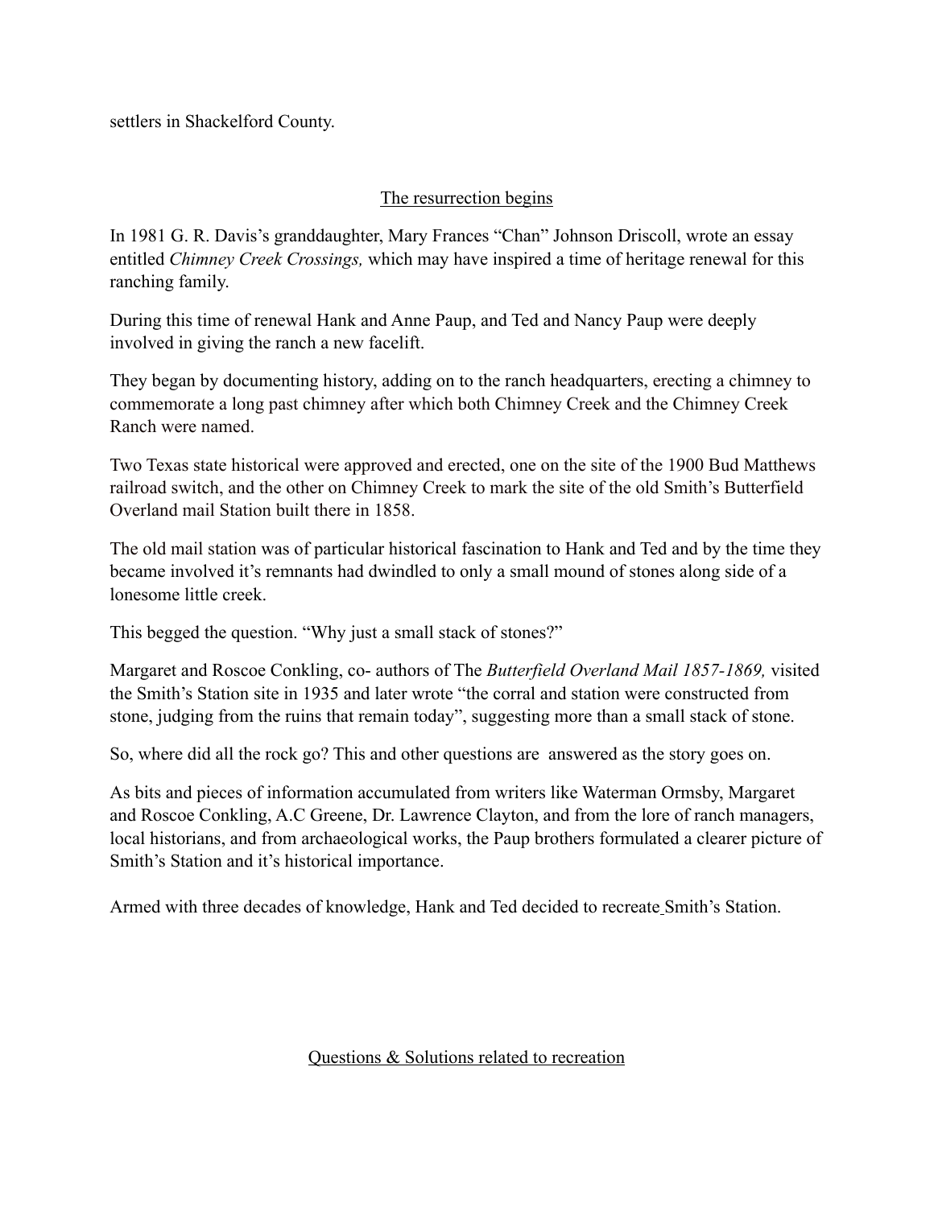settlers in Shackelford County.

## The resurrection begins

In 1981 G. R. Davis's granddaughter, Mary Frances "Chan" Johnson Driscoll, wrote an essay entitled *Chimney Creek Crossings,* which may have inspired a time of heritage renewal for this ranching family.

During this time of renewal Hank and Anne Paup, and Ted and Nancy Paup were deeply involved in giving the ranch a new facelift.

They began by documenting history, adding on to the ranch headquarters, erecting a chimney to commemorate a long past chimney after which both Chimney Creek and the Chimney Creek Ranch were named.

Two Texas state historical were approved and erected, one on the site of the 1900 Bud Matthews railroad switch, and the other on Chimney Creek to mark the site of the old Smith's Butterfield Overland mail Station built there in 1858.

The old mail station was of particular historical fascination to Hank and Ted and by the time they became involved it's remnants had dwindled to only a small mound of stones along side of a lonesome little creek.

This begged the question. "Why just a small stack of stones?"

Margaret and Roscoe Conkling, co- authors of The *Butterfield Overland Mail 1857-1869,* visited the Smith's Station site in 1935 and later wrote "the corral and station were constructed from stone, judging from the ruins that remain today", suggesting more than a small stack of stone.

So, where did all the rock go? This and other questions are answered as the story goes on.

As bits and pieces of information accumulated from writers like Waterman Ormsby, Margaret and Roscoe Conkling, A.C Greene, Dr. Lawrence Clayton, and from the lore of ranch managers, local historians, and from archaeological works, the Paup brothers formulated a clearer picture of Smith's Station and it's historical importance.

Armed with three decades of knowledge, Hank and Ted decided to recreate Smith's Station.

## Questions & Solutions related to recreation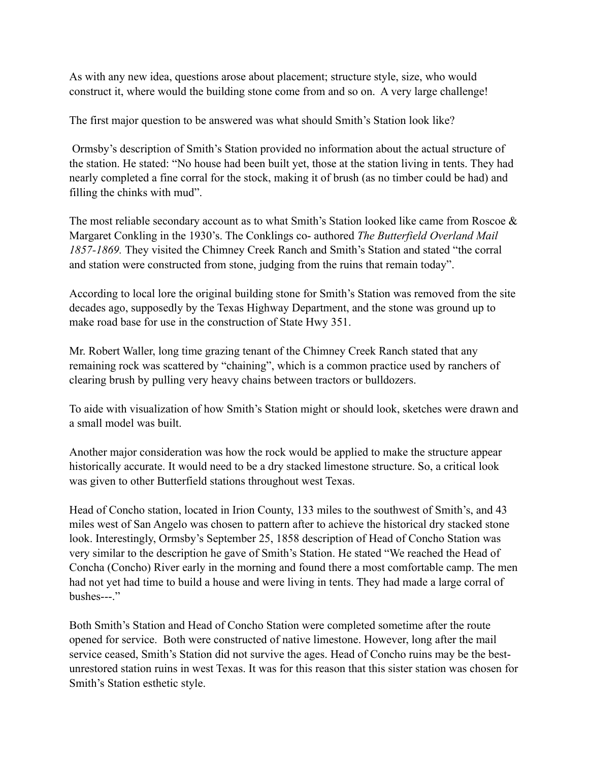As with any new idea, questions arose about placement; structure style, size, who would construct it, where would the building stone come from and so on. A very large challenge!

The first major question to be answered was what should Smith's Station look like?

Ormsby's description of Smith's Station provided no information about the actual structure of the station. He stated: "No house had been built yet, those at the station living in tents. They had nearly completed a fine corral for the stock, making it of brush (as no timber could be had) and filling the chinks with mud".

The most reliable secondary account as to what Smith's Station looked like came from Roscoe & Margaret Conkling in the 1930's. The Conklings co- authored *The Butterfield Overland Mail 1857-1869.* They visited the Chimney Creek Ranch and Smith's Station and stated "the corral and station were constructed from stone, judging from the ruins that remain today".

According to local lore the original building stone for Smith's Station was removed from the site decades ago, supposedly by the Texas Highway Department, and the stone was ground up to make road base for use in the construction of State Hwy 351.

Mr. Robert Waller, long time grazing tenant of the Chimney Creek Ranch stated that any remaining rock was scattered by "chaining", which is a common practice used by ranchers of clearing brush by pulling very heavy chains between tractors or bulldozers.

To aide with visualization of how Smith's Station might or should look, sketches were drawn and a small model was built.

Another major consideration was how the rock would be applied to make the structure appear historically accurate. It would need to be a dry stacked limestone structure. So, a critical look was given to other Butterfield stations throughout west Texas.

Head of Concho station, located in Irion County, 133 miles to the southwest of Smith's, and 43 miles west of San Angelo was chosen to pattern after to achieve the historical dry stacked stone look. Interestingly, Ormsby's September 25, 1858 description of Head of Concho Station was very similar to the description he gave of Smith's Station. He stated "We reached the Head of Concha (Concho) River early in the morning and found there a most comfortable camp. The men had not yet had time to build a house and were living in tents. They had made a large corral of bushes---."

Both Smith's Station and Head of Concho Station were completed sometime after the route opened for service. Both were constructed of native limestone. However, long after the mail service ceased, Smith's Station did not survive the ages. Head of Concho ruins may be the best-unrestored station ruins in west Texas. It was for this reason that this sister station was chosen for Smith's Station esthetic style.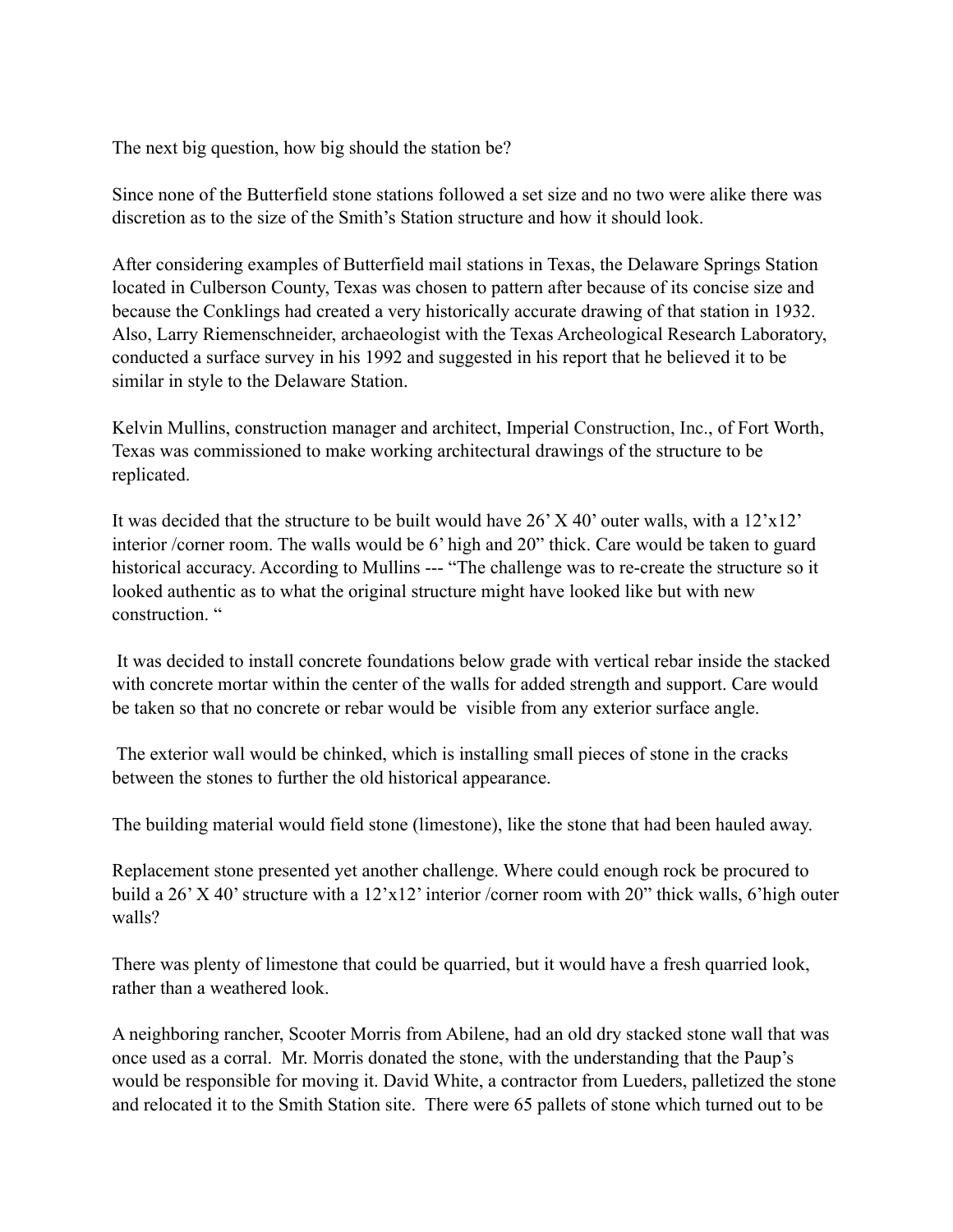The next big question, how big should the station be?

Since none of the Butterfield stone stations followed a set size and no two were alike there was discretion as to the size of the Smith's Station structure and how it should look.

After considering examples of Butterfield mail stations in Texas, the Delaware Springs Station located in Culberson County, Texas was chosen to pattern after because of its concise size and because the Conklings had created a very historically accurate drawing of that station in 1932. Also, Larry Riemenschneider, archaeologist with the Texas Archeological Research Laboratory, conducted a surface survey in his 1992 and suggested in his report that he believed it to be similar in style to the Delaware Station.

Kelvin Mullins, construction manager and architect, Imperial Construction, Inc., of Fort Worth, Texas was commissioned to make working architectural drawings of the structure to be replicated.

It was decided that the structure to be built would have 26' X 40' outer walls, with a 12'x12' interior /corner room. The walls would be 6' high and 20" thick. Care would be taken to guard historical accuracy. According to Mullins --- "The challenge was to re-create the structure so it looked authentic as to what the original structure might have looked like but with new construction. "

It was decided to install concrete foundations below grade with vertical rebar inside the stacked with concrete mortar within the center of the walls for added strength and support. Care would be taken so that no concrete or rebar would be visible from any exterior surface angle.

The exterior wall would be chinked, which is installing small pieces of stone in the cracks between the stones to further the old historical appearance.

The building material would field stone (limestone), like the stone that had been hauled away.

Replacement stone presented yet another challenge. Where could enough rock be procured to build a 26' X 40' structure with a 12'x12' interior /corner room with 20" thick walls, 6'high outer walls?

There was plenty of limestone that could be quarried, but it would have a fresh quarried look, rather than a weathered look.

A neighboring rancher, Scooter Morris from Abilene, had an old dry stacked stone wall that was once used as a corral. Mr. Morris donated the stone, with the understanding that the Paup's would be responsible for moving it. David White, a contractor from Lueders, palletized the stone and relocated it to the Smith Station site. There were 65 pallets of stone which turned out to be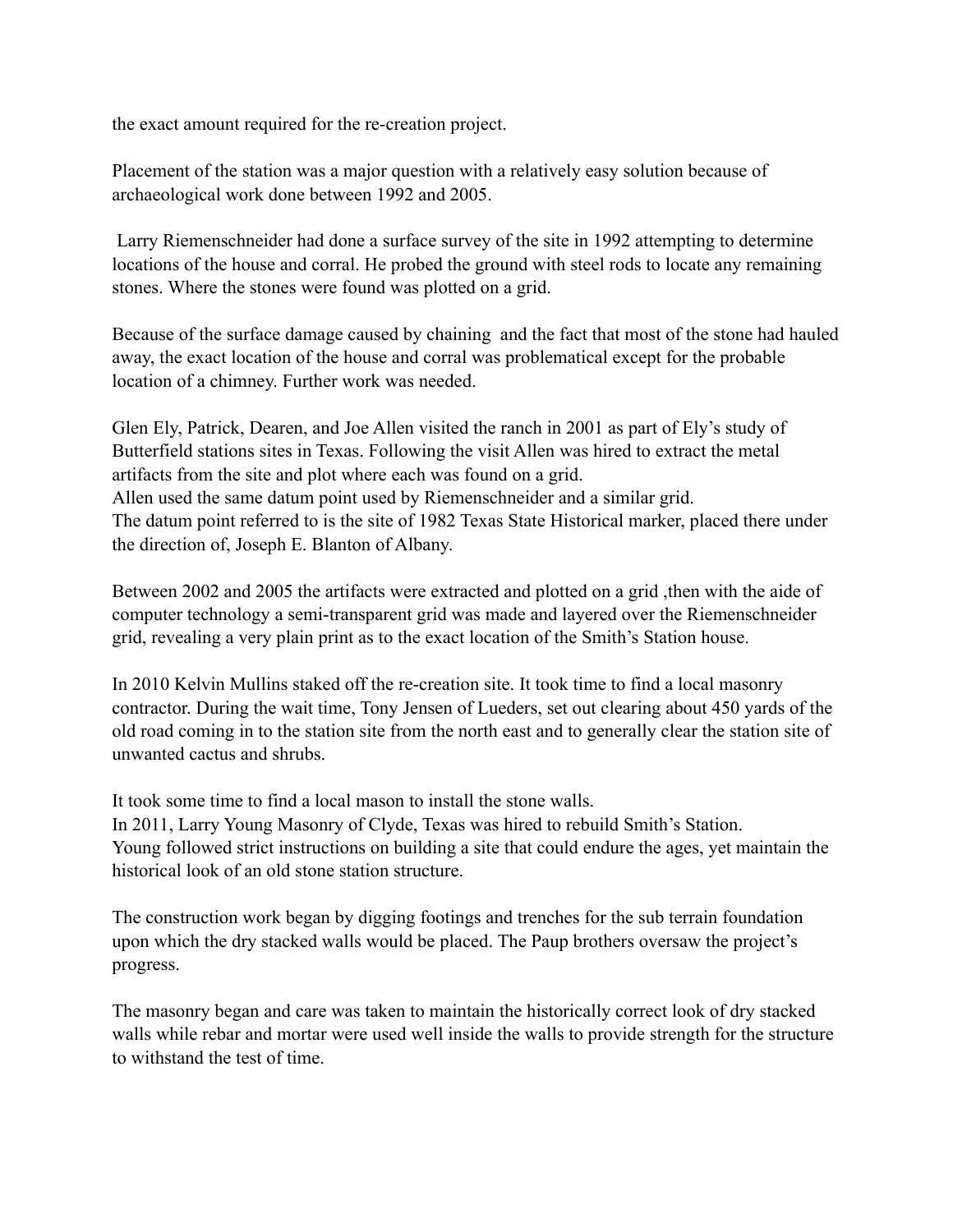the exact amount required for the re-creation project.

Placement of the station was a major question with a relatively easy solution because of archaeological work done between 1992 and 2005.

Larry Riemenschneider had done a surface survey of the site in 1992 attempting to determine locations of the house and corral. He probed the ground with steel rods to locate any remaining stones. Where the stones were found was plotted on a grid.

Because of the surface damage caused by chaining and the fact that most of the stone had hauled away, the exact location of the house and corral was problematical except for the probable location of a chimney. Further work was needed.

Glen Ely, Patrick, Dearen, and Joe Allen visited the ranch in 2001 as part of Ely's study of Butterfield stations sites in Texas. Following the visit Allen was hired to extract the metal artifacts from the site and plot where each was found on a grid.
Allen used the same datum point used by Riemenschneider and a similar grid.
The datum point referred to is the site of 1982 Texas State Historical marker, placed there under the direction of, Joseph E. Blanton of Albany.

Between 2002 and 2005 the artifacts were extracted and plotted on a grid ,then with the aide of computer technology a semi-transparent grid was made and layered over the Riemenschneider grid, revealing a very plain print as to the exact location of the Smith's Station house.

In 2010 Kelvin Mullins staked off the re-creation site. It took time to find a local masonry contractor. During the wait time, Tony Jensen of Lueders, set out clearing about 450 yards of the old road coming in to the station site from the north east and to generally clear the station site of unwanted cactus and shrubs.

It took some time to find a local mason to install the stone walls.
In 2011, Larry Young Masonry of Clyde, Texas was hired to rebuild Smith's Station.
Young followed strict instructions on building a site that could endure the ages, yet maintain the historical look of an old stone station structure.

The construction work began by digging footings and trenches for the sub terrain foundation upon which the dry stacked walls would be placed. The Paup brothers oversaw the project's progress.

The masonry began and care was taken to maintain the historically correct look of dry stacked walls while rebar and mortar were used well inside the walls to provide strength for the structure to withstand the test of time.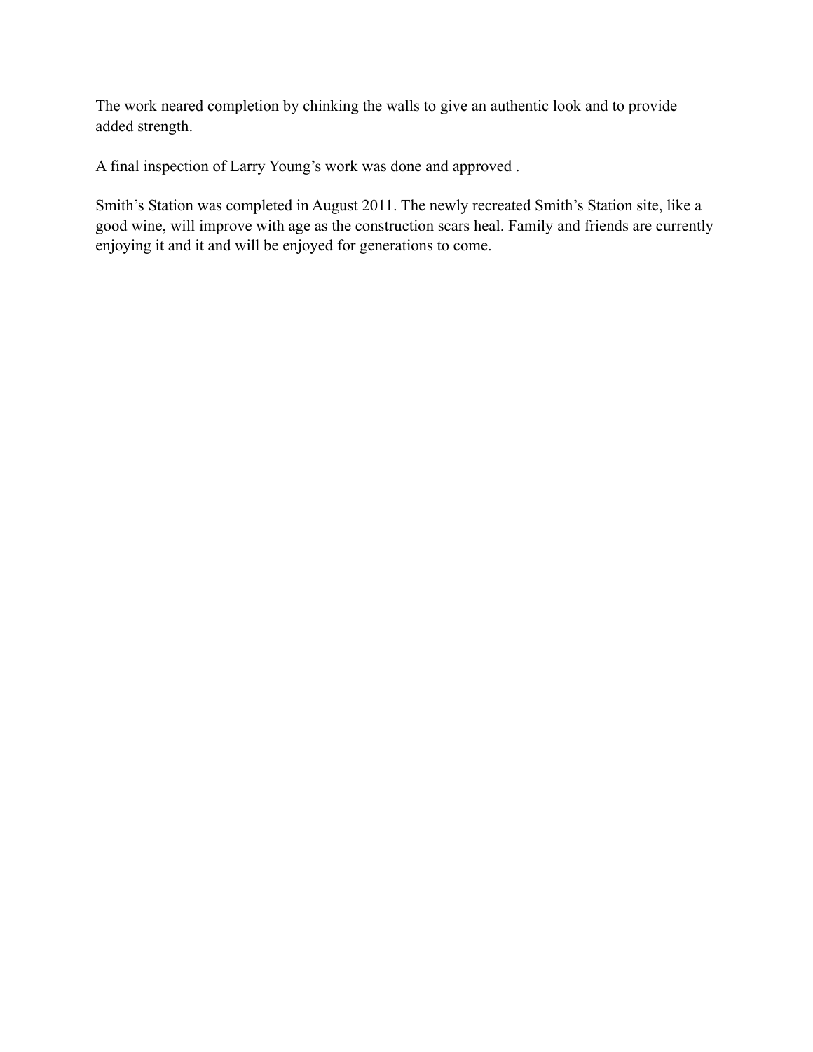The work neared completion by chinking the walls to give an authentic look and to provide added strength.

A final inspection of Larry Young's work was done and approved .

Smith's Station was completed in August 2011. The newly recreated Smith's Station site, like a good wine, will improve with age as the construction scars heal. Family and friends are currently enjoying it and it and will be enjoyed for generations to come.